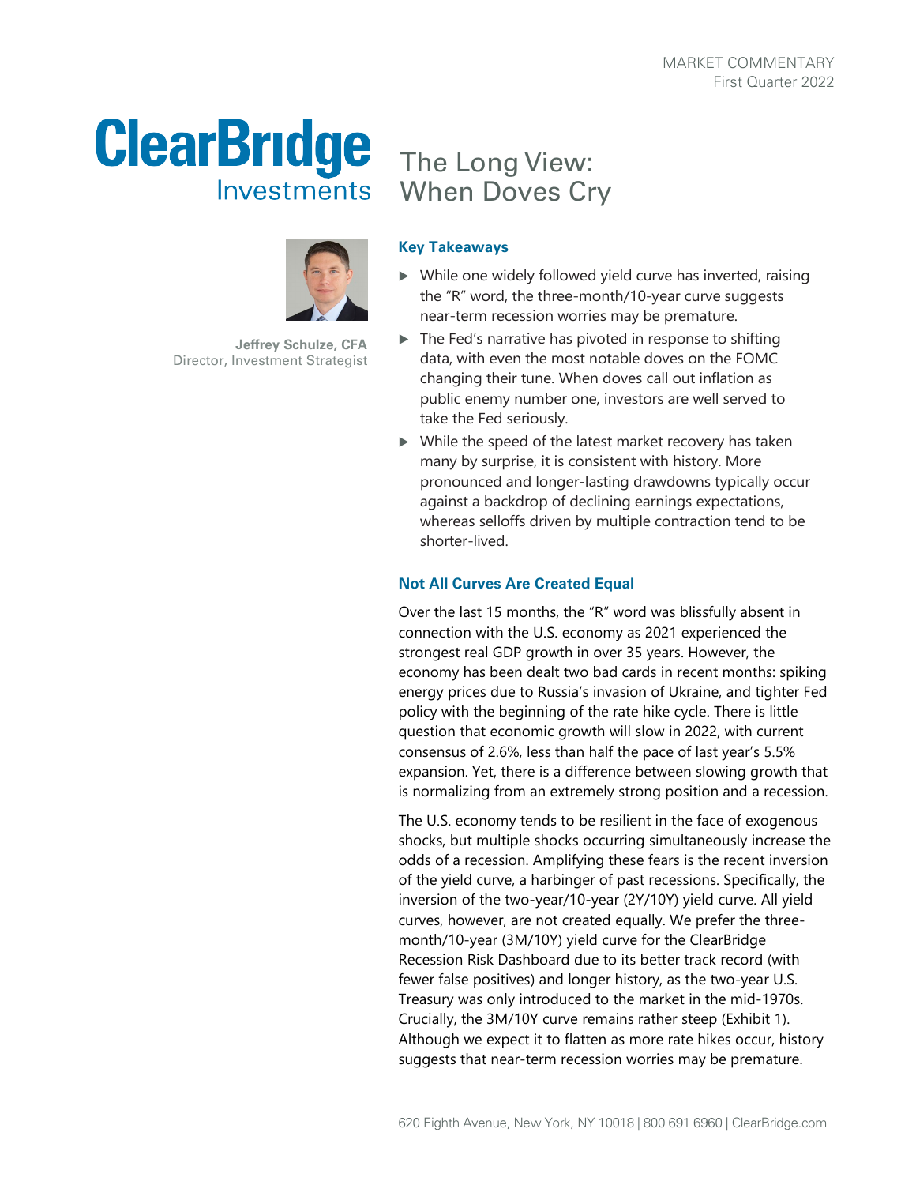MARKET COMMENTARY
First Quarter 2022

# The Long View: When Doves Cry

**Jeffrey Schulze, CFA**
Director, Investment Strategist

### Key Takeaways

- While one widely followed yield curve has inverted, raising the "R" word, the three-month/10-year curve suggests near-term recession worries may be premature.
- The Fed's narrative has pivoted in response to shifting data, with even the most notable doves on the FOMC changing their tune. When doves call out inflation as public enemy number one, investors are well served to take the Fed seriously.
- While the speed of the latest market recovery has taken many by surprise, it is consistent with history. More pronounced and longer-lasting drawdowns typically occur against a backdrop of declining earnings expectations, whereas selloffs driven by multiple contraction tend to be shorter-lived.

### Not All Curves Are Created Equal

Over the last 15 months, the "R" word was blissfully absent in connection with the U.S. economy as 2021 experienced the strongest real GDP growth in over 35 years. However, the economy has been dealt two bad cards in recent months: spiking energy prices due to Russia's invasion of Ukraine, and tighter Fed policy with the beginning of the rate hike cycle. There is little question that economic growth will slow in 2022, with current consensus of 2.6%, less than half the pace of last year's 5.5% expansion. Yet, there is a difference between slowing growth that is normalizing from an extremely strong position and a recession.

The U.S. economy tends to be resilient in the face of exogenous shocks, but multiple shocks occurring simultaneously increase the odds of a recession. Amplifying these fears is the recent inversion of the yield curve, a harbinger of past recessions. Specifically, the inversion of the two-year/10-year (2Y/10Y) yield curve. All yield curves, however, are not created equally. We prefer the three-month/10-year (3M/10Y) yield curve for the ClearBridge Recession Risk Dashboard due to its better track record (with fewer false positives) and longer history, as the two-year U.S. Treasury was only introduced to the market in the mid-1970s. Crucially, the 3M/10Y curve remains rather steep (Exhibit 1). Although we expect it to flatten as more rate hikes occur, history suggests that near-term recession worries may be premature.

620 Eighth Avenue, New York, NY 10018 | 800 691 6960 | ClearBridge.com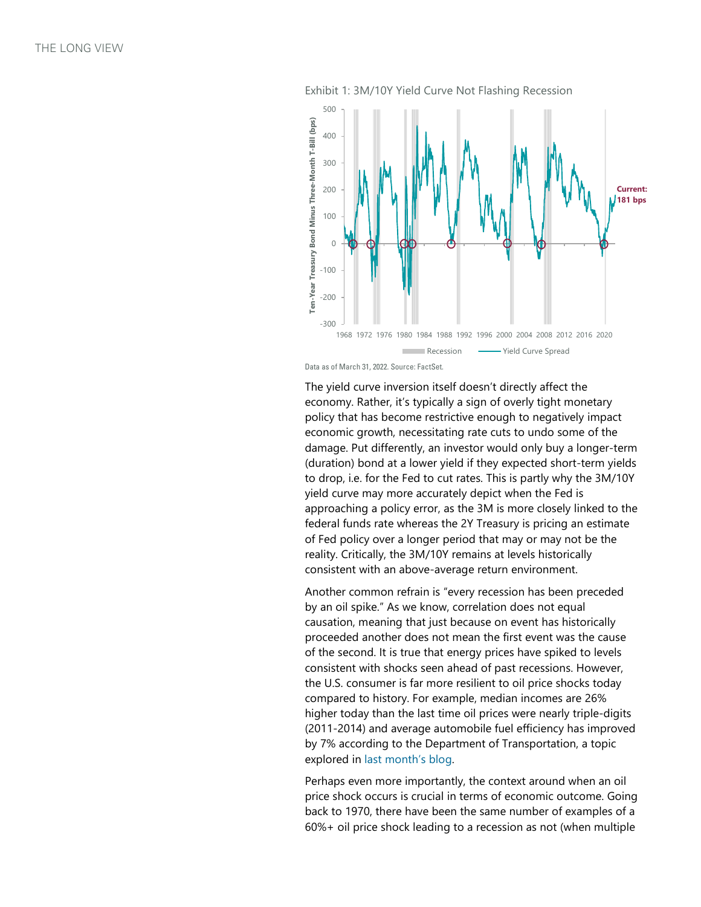Exhibit 1: 3M/10Y Yield Curve Not Flashing Recession

Data as of March 31, 2022. Source: FactSet.

The yield curve inversion itself doesn't directly affect the economy. Rather, it's typically a sign of overly tight monetary policy that has become restrictive enough to negatively impact economic growth, necessitating rate cuts to undo some of the damage. Put differently, an investor would only buy a longer-term (duration) bond at a lower yield if they expected short-term yields to drop, i.e. for the Fed to cut rates. This is partly why the 3M/10Y yield curve may more accurately depict when the Fed is approaching a policy error, as the 3M is more closely linked to the federal funds rate whereas the 2Y Treasury is pricing an estimate of Fed policy over a longer period that may or may not be the reality. Critically, the 3M/10Y remains at levels historically consistent with an above-average return environment.

Another common refrain is "every recession has been preceded by an oil spike." As we know, correlation does not equal causation, meaning that just because on event has historically proceeded another does not mean the first event was the cause of the second. It is true that energy prices have spiked to levels consistent with shocks seen ahead of past recessions. However, the U.S. consumer is far more resilient to oil price shocks today compared to history. For example, median incomes are 26% higher today than the last time oil prices were nearly triple-digits (2011-2014) and average automobile fuel efficiency has improved by 7% according to the Department of Transportation, a topic explored in last month's blog.

Perhaps even more importantly, the context around when an oil price shock occurs is crucial in terms of economic outcome. Going back to 1970, there have been the same number of examples of a 60%+ oil price shock leading to a recession as not (when multiple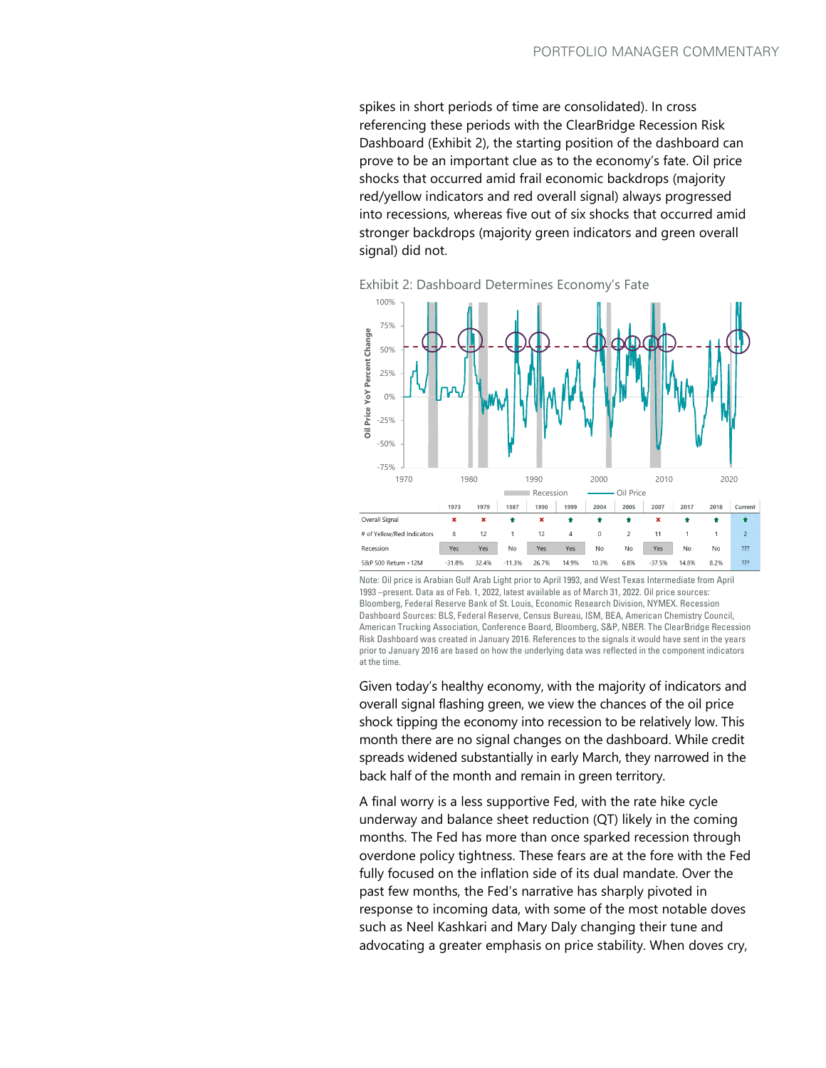spikes in short periods of time are consolidated). In cross referencing these periods with the ClearBridge Recession Risk Dashboard (Exhibit 2), the starting position of the dashboard can prove to be an important clue as to the economy's fate. Oil price shocks that occurred amid frail economic backdrops (majority red/yellow indicators and red overall signal) always progressed into recessions, whereas five out of six shocks that occurred amid stronger backdrops (majority green indicators and green overall signal) did not.

Exhibit 2: Dashboard Determines Economy's Fate

| | 1973 | 1979 | 1987 | 1990 | 1999 | 2004 | 2005 | 2007 | 2017 | 2018 | Current |
|---|---|---|---|---|---|---|---|---|---|---|---|
| Overall Signal | × | × | ⬆ | × | ⬆ | ⬆ | ⬆ | × | ⬆ | ⬆ | ⬆ |
| # of Yellow/Red Indicators | 8 | 12 | 1 | 12 | 4 | 0 | 2 | 11 | 1 | 1 | 2 |
| Recession | Yes | Yes | No | Yes | Yes | No | No | Yes | No | No | ??? |
| S&P 500 Return +12M | -31.8% | 32.4% | -11.3% | 26.7% | 14.9% | 10.3% | 6.8% | -37.5% | 14.8% | 8.2% | ??? |

Note: Oil price is Arabian Gulf Arab Light prior to April 1993, and West Texas Intermediate from April 1993 –present. Data as of Feb. 1, 2022, latest available as of March 31, 2022. Oil price sources: Bloomberg, Federal Reserve Bank of St. Louis, Economic Research Division, NYMEX. Recession Dashboard Sources: BLS, Federal Reserve, Census Bureau, ISM, BEA, American Chemistry Council, American Trucking Association, Conference Board, Bloomberg, S&P, NBER. The ClearBridge Recession Risk Dashboard was created in January 2016. References to the signals it would have sent in the years prior to January 2016 are based on how the underlying data was reflected in the component indicators at the time.

Given today's healthy economy, with the majority of indicators and overall signal flashing green, we view the chances of the oil price shock tipping the economy into recession to be relatively low. This month there are no signal changes on the dashboard. While credit spreads widened substantially in early March, they narrowed in the back half of the month and remain in green territory.

A final worry is a less supportive Fed, with the rate hike cycle underway and balance sheet reduction (QT) likely in the coming months. The Fed has more than once sparked recession through overdone policy tightness. These fears are at the fore with the Fed fully focused on the inflation side of its dual mandate. Over the past few months, the Fed's narrative has sharply pivoted in response to incoming data, with some of the most notable doves such as Neel Kashkari and Mary Daly changing their tune and advocating a greater emphasis on price stability. When doves cry,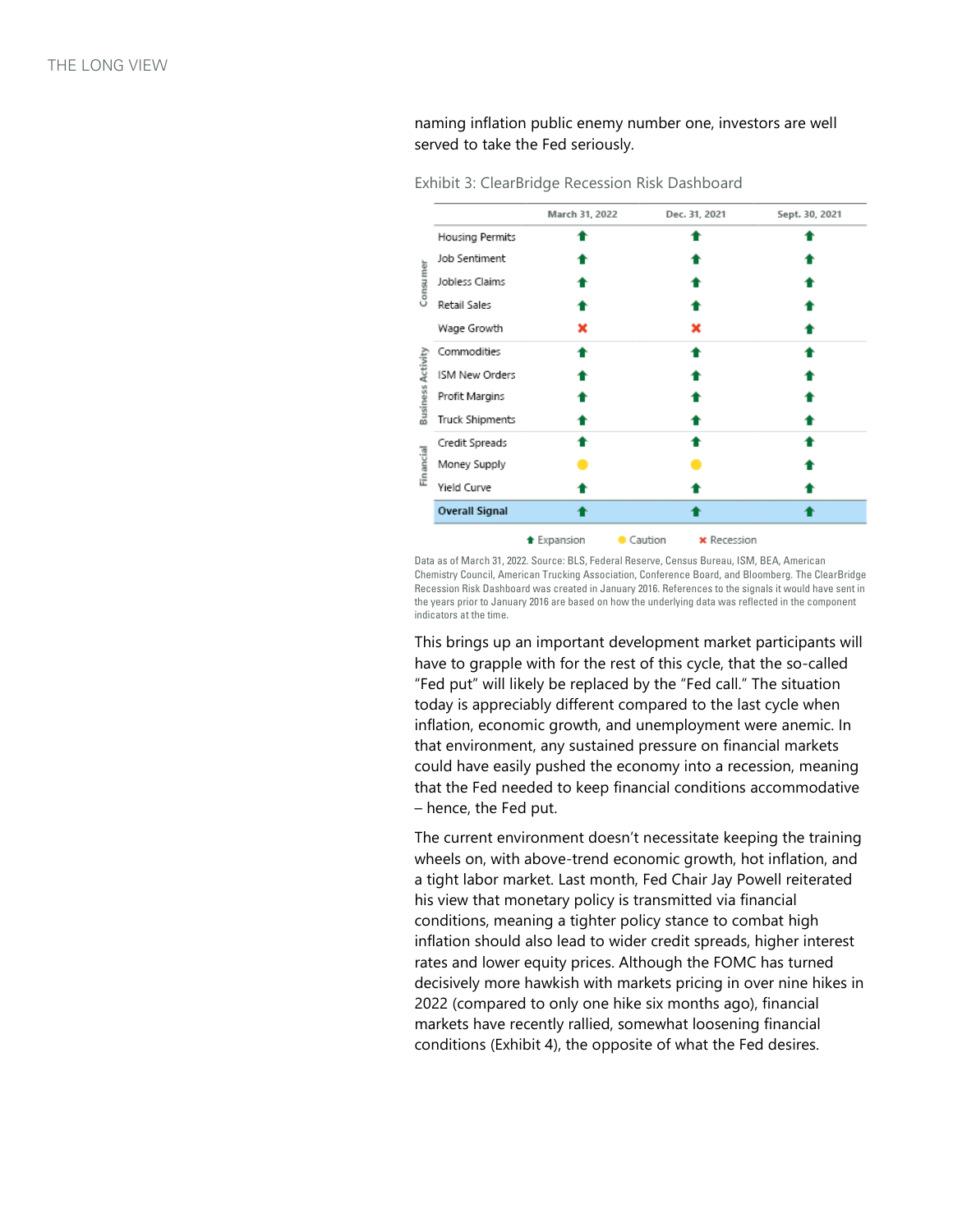naming inflation public enemy number one, investors are well served to take the Fed seriously.

Exhibit 3: ClearBridge Recession Risk Dashboard

| | | March 31, 2022 | Dec. 31, 2021 | Sept. 30, 2021 |
|---|---|---|---|---|
| Consumer | Housing Permits | Expansion | Expansion | Expansion |
| | Job Sentiment | Expansion | Expansion | Expansion |
| | Jobless Claims | Expansion | Expansion | Expansion |
| | Retail Sales | Expansion | Expansion | Expansion |
| | Wage Growth | Recession | Recession | Expansion |
| Business Activity | Commodities | Expansion | Expansion | Expansion |
| | ISM New Orders | Expansion | Expansion | Expansion |
| | Profit Margins | Expansion | Expansion | Expansion |
| | Truck Shipments | Expansion | Expansion | Expansion |
| Financial | Credit Spreads | Expansion | Expansion | Expansion |
| | Money Supply | Caution | Caution | Expansion |
| | Yield Curve | Expansion | Expansion | Expansion |
| | **Overall Signal** | Expansion | Expansion | Expansion |

Expansion · Caution · Recession

Data as of March 31, 2022. Source: BLS, Federal Reserve, Census Bureau, ISM, BEA, American Chemistry Council, American Trucking Association, Conference Board, and Bloomberg. The ClearBridge Recession Risk Dashboard was created in January 2016. References to the signals it would have sent in the years prior to January 2016 are based on how the underlying data was reflected in the component indicators at the time.

This brings up an important development market participants will have to grapple with for the rest of this cycle, that the so-called "Fed put" will likely be replaced by the "Fed call." The situation today is appreciably different compared to the last cycle when inflation, economic growth, and unemployment were anemic. In that environment, any sustained pressure on financial markets could have easily pushed the economy into a recession, meaning that the Fed needed to keep financial conditions accommodative – hence, the Fed put.

The current environment doesn't necessitate keeping the training wheels on, with above-trend economic growth, hot inflation, and a tight labor market. Last month, Fed Chair Jay Powell reiterated his view that monetary policy is transmitted via financial conditions, meaning a tighter policy stance to combat high inflation should also lead to wider credit spreads, higher interest rates and lower equity prices. Although the FOMC has turned decisively more hawkish with markets pricing in over nine hikes in 2022 (compared to only one hike six months ago), financial markets have recently rallied, somewhat loosening financial conditions (Exhibit 4), the opposite of what the Fed desires.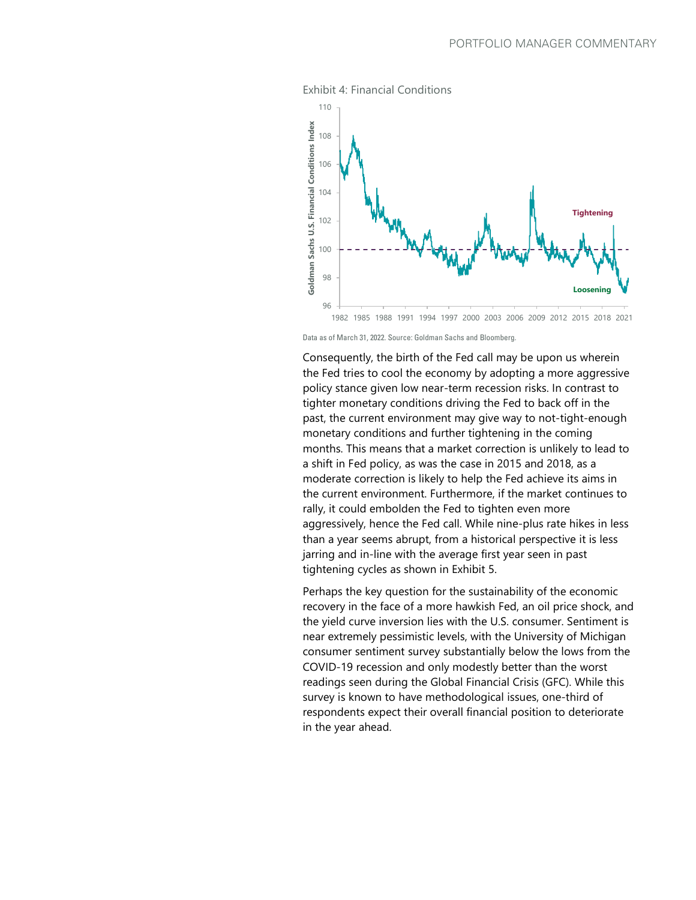Exhibit 4: Financial Conditions

Data as of March 31, 2022. Source: Goldman Sachs and Bloomberg.

Consequently, the birth of the Fed call may be upon us wherein the Fed tries to cool the economy by adopting a more aggressive policy stance given low near-term recession risks. In contrast to tighter monetary conditions driving the Fed to back off in the past, the current environment may give way to not-tight-enough monetary conditions and further tightening in the coming months. This means that a market correction is unlikely to lead to a shift in Fed policy, as was the case in 2015 and 2018, as a moderate correction is likely to help the Fed achieve its aims in the current environment. Furthermore, if the market continues to rally, it could embolden the Fed to tighten even more aggressively, hence the Fed call. While nine-plus rate hikes in less than a year seems abrupt, from a historical perspective it is less jarring and in-line with the average first year seen in past tightening cycles as shown in Exhibit 5.

Perhaps the key question for the sustainability of the economic recovery in the face of a more hawkish Fed, an oil price shock, and the yield curve inversion lies with the U.S. consumer. Sentiment is near extremely pessimistic levels, with the University of Michigan consumer sentiment survey substantially below the lows from the COVID-19 recession and only modestly better than the worst readings seen during the Global Financial Crisis (GFC). While this survey is known to have methodological issues, one-third of respondents expect their overall financial position to deteriorate in the year ahead.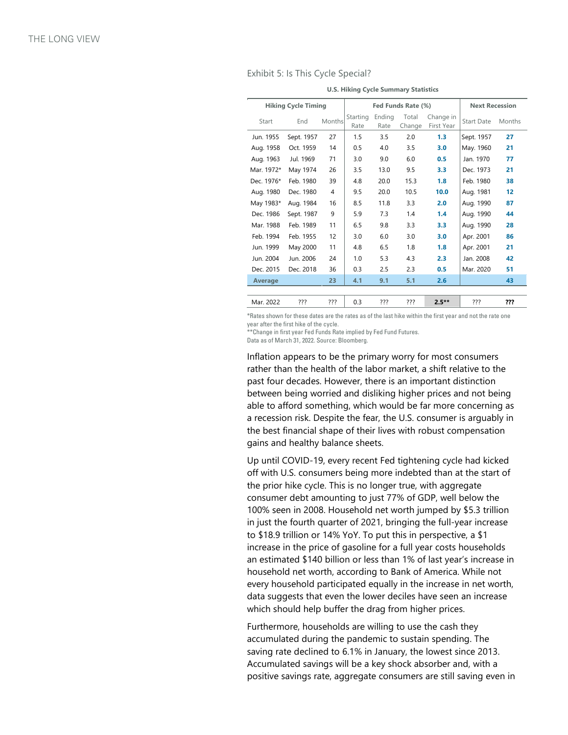Exhibit 5: Is This Cycle Special?

**U.S. Hiking Cycle Summary Statistics**

| Hiking Cycle Timing | | | Fed Funds Rate (%) | | | | Next Recession | |
|---|---|---|---|---|---|---|---|---|
| Start | End | Months | Starting Rate | Ending Rate | Total Change | Change in First Year | Start Date | Months |
| Jun. 1955 | Sept. 1957 | 27 | 1.5 | 3.5 | 2.0 | **1.3** | Sept. 1957 | **27** |
| Aug. 1958 | Oct. 1959 | 14 | 0.5 | 4.0 | 3.5 | **3.0** | May. 1960 | **21** |
| Aug. 1963 | Jul. 1969 | 71 | 3.0 | 9.0 | 6.0 | **0.5** | Jan. 1970 | **77** |
| Mar. 1972* | May 1974 | 26 | 3.5 | 13.0 | 9.5 | **3.3** | Dec. 1973 | **21** |
| Dec. 1976* | Feb. 1980 | 39 | 4.8 | 20.0 | 15.3 | **1.8** | Feb. 1980 | **38** |
| Aug. 1980 | Dec. 1980 | 4 | 9.5 | 20.0 | 10.5 | **10.0** | Aug. 1981 | **12** |
| May 1983* | Aug. 1984 | 16 | 8.5 | 11.8 | 3.3 | **2.0** | Aug. 1990 | **87** |
| Dec. 1986 | Sept. 1987 | 9 | 5.9 | 7.3 | 1.4 | **1.4** | Aug. 1990 | **44** |
| Mar. 1988 | Feb. 1989 | 11 | 6.5 | 9.8 | 3.3 | **3.3** | Aug. 1990 | **28** |
| Feb. 1994 | Feb. 1955 | 12 | 3.0 | 6.0 | 3.0 | **3.0** | Apr. 2001 | **86** |
| Jun. 1999 | May 2000 | 11 | 4.8 | 6.5 | 1.8 | **1.8** | Apr. 2001 | **21** |
| Jun. 2004 | Jun. 2006 | 24 | 1.0 | 5.3 | 4.3 | **2.3** | Jan. 2008 | **42** |
| Dec. 2015 | Dec. 2018 | 36 | 0.3 | 2.5 | 2.3 | **0.5** | Mar. 2020 | **51** |
| **Average** | | **23** | **4.1** | **9.1** | **5.1** | **2.6** | | **43** |
| Mar. 2022 | ??? | ??? | 0.3 | ??? | ??? | **2.5**** | ??? | **???** |

*Rates shown for these dates are the rates as of the last hike within the first year and not the rate one year after the first hike of the cycle.
**Change in first year Fed Funds Rate implied by Fed Fund Futures.
Data as of March 31, 2022. Source: Bloomberg.

Inflation appears to be the primary worry for most consumers rather than the health of the labor market, a shift relative to the past four decades. However, there is an important distinction between being worried and disliking higher prices and not being able to afford something, which would be far more concerning as a recession risk. Despite the fear, the U.S. consumer is arguably in the best financial shape of their lives with robust compensation gains and healthy balance sheets.

Up until COVID-19, every recent Fed tightening cycle had kicked off with U.S. consumers being more indebted than at the start of the prior hike cycle. This is no longer true, with aggregate consumer debt amounting to just 77% of GDP, well below the 100% seen in 2008. Household net worth jumped by $5.3 trillion in just the fourth quarter of 2021, bringing the full-year increase to $18.9 trillion or 14% YoY. To put this in perspective, a $1 increase in the price of gasoline for a full year costs households an estimated $140 billion or less than 1% of last year's increase in household net worth, according to Bank of America. While not every household participated equally in the increase in net worth, data suggests that even the lower deciles have seen an increase which should help buffer the drag from higher prices.

Furthermore, households are willing to use the cash they accumulated during the pandemic to sustain spending. The saving rate declined to 6.1% in January, the lowest since 2013. Accumulated savings will be a key shock absorber and, with a positive savings rate, aggregate consumers are still saving even in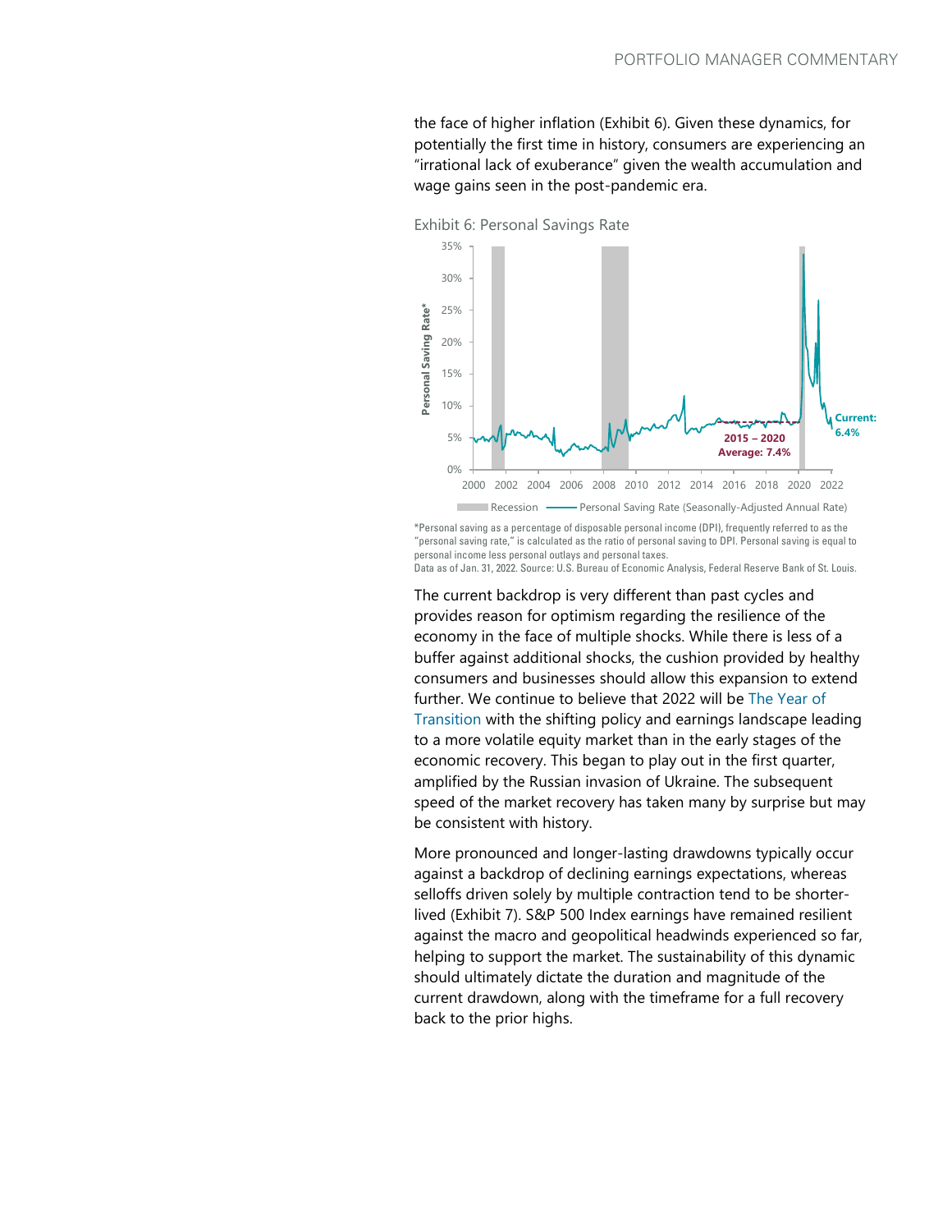the face of higher inflation (Exhibit 6). Given these dynamics, for potentially the first time in history, consumers are experiencing an "irrational lack of exuberance" given the wealth accumulation and wage gains seen in the post-pandemic era.

Exhibit 6: Personal Savings Rate

*Personal saving as a percentage of disposable personal income (DPI), frequently referred to as the "personal saving rate," is calculated as the ratio of personal saving to DPI. Personal saving is equal to personal income less personal outlays and personal taxes.
Data as of Jan. 31, 2022. Source: U.S. Bureau of Economic Analysis, Federal Reserve Bank of St. Louis.

The current backdrop is very different than past cycles and provides reason for optimism regarding the resilience of the economy in the face of multiple shocks. While there is less of a buffer against additional shocks, the cushion provided by healthy consumers and businesses should allow this expansion to extend further. We continue to believe that 2022 will be The Year of Transition with the shifting policy and earnings landscape leading to a more volatile equity market than in the early stages of the economic recovery. This began to play out in the first quarter, amplified by the Russian invasion of Ukraine. The subsequent speed of the market recovery has taken many by surprise but may be consistent with history.

More pronounced and longer-lasting drawdowns typically occur against a backdrop of declining earnings expectations, whereas selloffs driven solely by multiple contraction tend to be shorter-lived (Exhibit 7). S&P 500 Index earnings have remained resilient against the macro and geopolitical headwinds experienced so far, helping to support the market. The sustainability of this dynamic should ultimately dictate the duration and magnitude of the current drawdown, along with the timeframe for a full recovery back to the prior highs.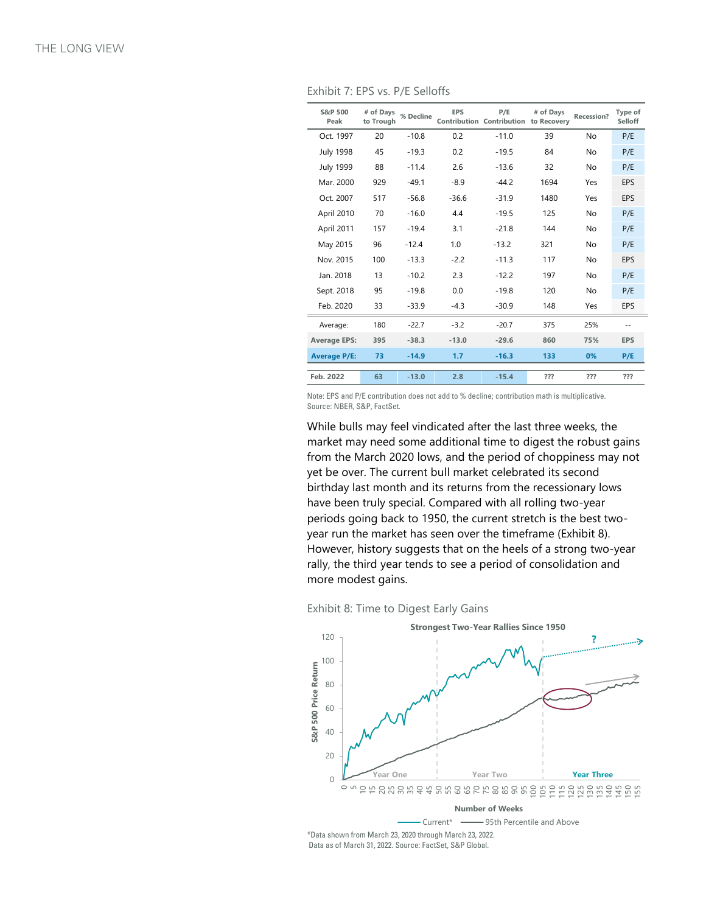Exhibit 7: EPS vs. P/E Selloffs

| S&P 500 Peak | # of Days to Trough | % Decline | EPS Contribution | P/E Contribution | # of Days to Recovery | Recession? | Type of Selloff |
|---|---|---|---|---|---|---|---|
| Oct. 1997 | 20 | -10.8 | 0.2 | -11.0 | 39 | No | P/E |
| July 1998 | 45 | -19.3 | 0.2 | -19.5 | 84 | No | P/E |
| July 1999 | 88 | -11.4 | 2.6 | -13.6 | 32 | No | P/E |
| Mar. 2000 | 929 | -49.1 | -8.9 | -44.2 | 1694 | Yes | EPS |
| Oct. 2007 | 517 | -56.8 | -36.6 | -31.9 | 1480 | Yes | EPS |
| April 2010 | 70 | -16.0 | 4.4 | -19.5 | 125 | No | P/E |
| April 2011 | 157 | -19.4 | 3.1 | -21.8 | 144 | No | P/E |
| May 2015 | 96 | -12.4 | 1.0 | -13.2 | 321 | No | P/E |
| Nov. 2015 | 100 | -13.3 | -2.2 | -11.3 | 117 | No | EPS |
| Jan. 2018 | 13 | -10.2 | 2.3 | -12.2 | 197 | No | P/E |
| Sept. 2018 | 95 | -19.8 | 0.0 | -19.8 | 120 | No | P/E |
| Feb. 2020 | 33 | -33.9 | -4.3 | -30.9 | 148 | Yes | EPS |
| Average: | 180 | -22.7 | -3.2 | -20.7 | 375 | 25% | -- |
| **Average EPS:** | **395** | **-38.3** | **-13.0** | **-29.6** | **860** | **75%** | **EPS** |
| **Average P/E:** | **73** | **-14.9** | **1.7** | **-16.3** | **133** | **0%** | **P/E** |
| **Feb. 2022** | **63** | **-13.0** | **2.8** | **-15.4** | **???** | **???** | **???** |

Note: EPS and P/E contribution does not add to % decline; contribution math is multiplicative.
Source: NBER, S&P, FactSet.

While bulls may feel vindicated after the last three weeks, the market may need some additional time to digest the robust gains from the March 2020 lows, and the period of choppiness may not yet be over. The current bull market celebrated its second birthday last month and its returns from the recessionary lows have been truly special. Compared with all rolling two-year periods going back to 1950, the current stretch is the best two-year run the market has seen over the timeframe (Exhibit 8). However, history suggests that on the heels of a strong two-year rally, the third year tends to see a period of consolidation and more modest gains.

Exhibit 8: Time to Digest Early Gains

*Data shown from March 23, 2020 through March 23, 2022.
Data as of March 31, 2022. Source: FactSet, S&P Global.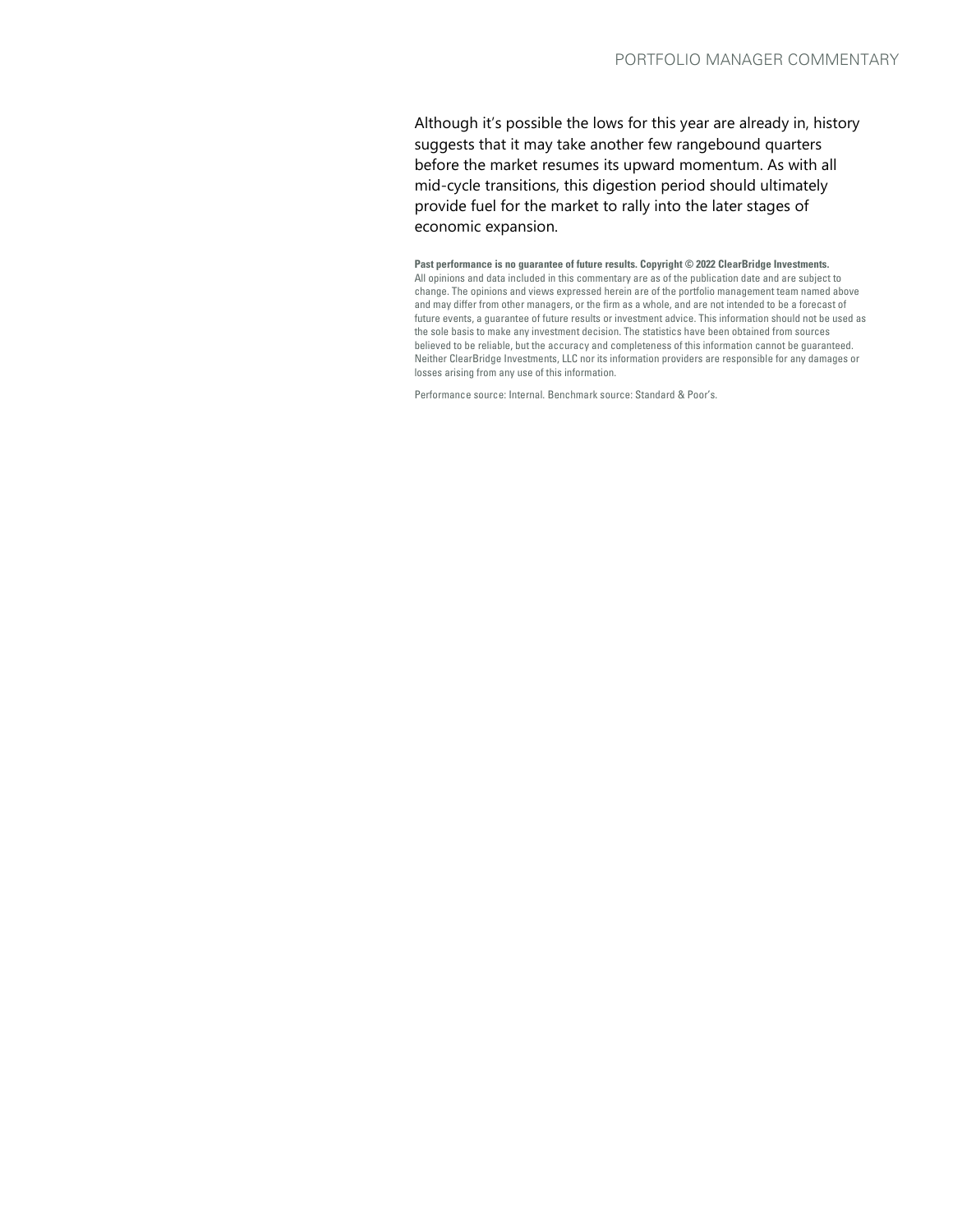Although it's possible the lows for this year are already in, history suggests that it may take another few rangebound quarters before the market resumes its upward momentum. As with all mid-cycle transitions, this digestion period should ultimately provide fuel for the market to rally into the later stages of economic expansion.

**Past performance is no guarantee of future results. Copyright © 2022 ClearBridge Investments.**
All opinions and data included in this commentary are as of the publication date and are subject to change. The opinions and views expressed herein are of the portfolio management team named above and may differ from other managers, or the firm as a whole, and are not intended to be a forecast of future events, a guarantee of future results or investment advice. This information should not be used as the sole basis to make any investment decision. The statistics have been obtained from sources believed to be reliable, but the accuracy and completeness of this information cannot be guaranteed. Neither ClearBridge Investments, LLC nor its information providers are responsible for any damages or losses arising from any use of this information.

Performance source: Internal. Benchmark source: Standard & Poor's.